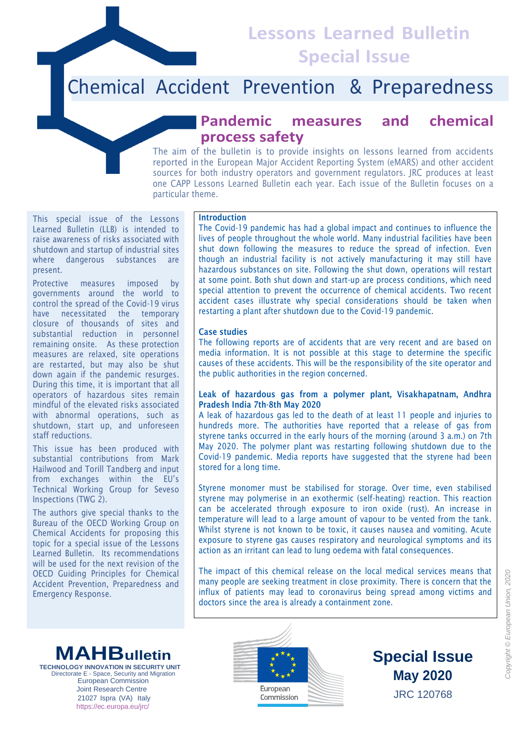# Lessons Learned Bulletin Special Issue

# Chemical Accident Prevention & Preparedness

## Pandemic measures and chemical process safety

The aim of the bulletin is to provide insights on lessons learned from accidents reported in the European Major Accident Reporting System (eMARS) and other accident sources for both industry operators and government regulators. JRC produces at least one CAPP Lessons Learned Bulletin each year. Each issue of the Bulletin focuses on a particular theme.

This special issue of the Lessons Learned Bulletin (LLB) is intended to raise awareness of risks associated with shutdown and startup of industrial sites where dangerous substances are present.

Protective measures imposed by governments around the world to control the spread of the Covid-19 virus have necessitated the temporary closure of thousands of sites and substantial reduction in personnel remaining onsite. As these protection measures are relaxed, site operations are restarted, but may also be shut down again if the pandemic resurges. During this time, it is important that all operators of hazardous sites remain mindful of the elevated risks associated with abnormal operations, such as shutdown, start up, and unforeseen staff reductions.

This issue has been produced with substantial contributions from Mark Hailwood and Torill Tandberg and input from exchanges within the EU's Technical Working Group for Seveso Inspections (TWG 2).

The authors give special thanks to the Bureau of the OECD Working Group on Chemical Accidents for proposing this topic for a special issue of the Lessons Learned Bulletin. Its recommendations will be used for the next revision of the OECD Guiding Principles for Chemical Accident Prevention, Preparedness and Emergency Response.

### Introduction

The Covid-19 pandemic has had a global impact and continues to influence the lives of people throughout the whole world. Many industrial facilities have been shut down following the measures to reduce the spread of infection. Even though an industrial facility is not actively manufacturing it may still have hazardous substances on site. Following the shut down, operations will restart at some point. Both shut down and start-up are process conditions, which need special attention to prevent the occurrence of chemical accidents. Two recent accident cases illustrate why special considerations should be taken when restarting a plant after shutdown due to the Covid-19 pandemic.

### Case studies

The following reports are of accidents that are very recent and are based on media information. It is not possible at this stage to determine the specific causes of these accidents. This will be the responsibility of the site operator and the public authorities in the region concerned.

### Leak of hazardous gas from a polymer plant, Visakhapatnam, Andhra Pradesh India 7th-8th May 2020

A leak of hazardous gas led to the death of at least 11 people and injuries to hundreds more. The authorities have reported that a release of gas from styrene tanks occurred in the early hours of the morning (around 3 a.m.) on 7th May 2020. The polymer plant was restarting following shutdown due to the Covid-19 pandemic. Media reports have suggested that the styrene had been stored for a long time.

Styrene monomer must be stabilised for storage. Over time, even stabilised styrene may polymerise in an exothermic (self-heating) reaction. This reaction can be accelerated through exposure to iron oxide (rust). An increase in temperature will lead to a large amount of vapour to be vented from the tank. Whilst styrene is not known to be toxic, it causes nausea and vomiting. Acute exposure to styrene gas causes respiratory and neurological symptoms and its action as an irritant can lead to lung oedema with fatal consequences.

The impact of this chemical release on the local medical services means that many people are seeking treatment in close proximity. There is concern that the influx of patients may lead to coronavirus being spread among victims and doctors since the area is already a containment zone.

**MAHBulletin**
TECHNOLOGY INNOVATION IN SECURITY UNIT
Directorate E - Space, Security and Migration
European Commission
Joint Research Centre
21027 Ispra (VA) Italy
https://ec.europa.eu/jrc/

European Commission

**Special Issue**
**May 2020**
JRC 120768

*Copyright © European Union, 2020*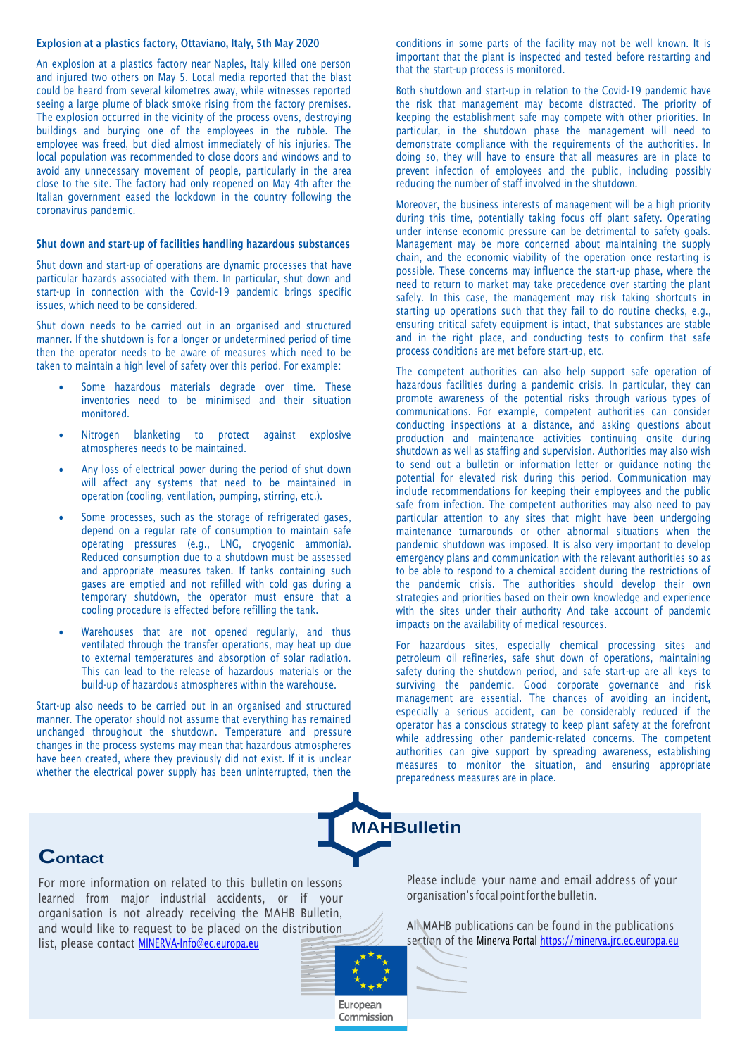### Explosion at a plastics factory, Ottaviano, Italy, 5th May 2020

An explosion at a plastics factory near Naples, Italy killed one person and injured two others on May 5. Local media reported that the blast could be heard from several kilometres away, while witnesses reported seeing a large plume of black smoke rising from the factory premises. The explosion occurred in the vicinity of the process ovens, destroying buildings and burying one of the employees in the rubble. The employee was freed, but died almost immediately of his injuries. The local population was recommended to close doors and windows and to avoid any unnecessary movement of people, particularly in the area close to the site. The factory had only reopened on May 4th after the Italian government eased the lockdown in the country following the coronavirus pandemic.

### Shut down and start-up of facilities handling hazardous substances

Shut down and start-up of operations are dynamic processes that have particular hazards associated with them. In particular, shut down and start-up in connection with the Covid-19 pandemic brings specific issues, which need to be considered.

Shut down needs to be carried out in an organised and structured manner. If the shutdown is for a longer or undetermined period of time then the operator needs to be aware of measures which need to be taken to maintain a high level of safety over this period. For example:

- Some hazardous materials degrade over time. These inventories need to be minimised and their situation monitored.
- Nitrogen blanketing to protect against explosive atmospheres needs to be maintained.
- Any loss of electrical power during the period of shut down will affect any systems that need to be maintained in operation (cooling, ventilation, pumping, stirring, etc.).
- Some processes, such as the storage of refrigerated gases, depend on a regular rate of consumption to maintain safe operating pressures (e.g., LNG, cryogenic ammonia). Reduced consumption due to a shutdown must be assessed and appropriate measures taken. If tanks containing such gases are emptied and not refilled with cold gas during a temporary shutdown, the operator must ensure that a cooling procedure is effected before refilling the tank.
- Warehouses that are not opened regularly, and thus ventilated through the transfer operations, may heat up due to external temperatures and absorption of solar radiation. This can lead to the release of hazardous materials or the build-up of hazardous atmospheres within the warehouse.

Start-up also needs to be carried out in an organised and structured manner. The operator should not assume that everything has remained unchanged throughout the shutdown. Temperature and pressure changes in the process systems may mean that hazardous atmospheres have been created, where they previously did not exist. If it is unclear whether the electrical power supply has been uninterrupted, then the conditions in some parts of the facility may not be well known. It is important that the plant is inspected and tested before restarting and that the start-up process is monitored.

Both shutdown and start-up in relation to the Covid-19 pandemic have the risk that management may become distracted. The priority of keeping the establishment safe may compete with other priorities. In particular, in the shutdown phase the management will need to demonstrate compliance with the requirements of the authorities. In doing so, they will have to ensure that all measures are in place to prevent infection of employees and the public, including possibly reducing the number of staff involved in the shutdown.

Moreover, the business interests of management will be a high priority during this time, potentially taking focus off plant safety. Operating under intense economic pressure can be detrimental to safety goals. Management may be more concerned about maintaining the supply chain, and the economic viability of the operation once restarting is possible. These concerns may influence the start-up phase, where the need to return to market may take precedence over starting the plant safely. In this case, the management may risk taking shortcuts in starting up operations such that they fail to do routine checks, e.g., ensuring critical safety equipment is intact, that substances are stable and in the right place, and conducting tests to confirm that safe process conditions are met before start-up, etc.

The competent authorities can also help support safe operation of hazardous facilities during a pandemic crisis. In particular, they can promote awareness of the potential risks through various types of communications. For example, competent authorities can consider conducting inspections at a distance, and asking questions about production and maintenance activities continuing onsite during shutdown as well as staffing and supervision. Authorities may also wish to send out a bulletin or information letter or guidance noting the potential for elevated risk during this period. Communication may include recommendations for keeping their employees and the public safe from infection. The competent authorities may also need to pay particular attention to any sites that might have been undergoing maintenance turnarounds or other abnormal situations when the pandemic shutdown was imposed. It is also very important to develop emergency plans and communication with the relevant authorities so as to be able to respond to a chemical accident during the restrictions of the pandemic crisis. The authorities should develop their own strategies and priorities based on their own knowledge and experience with the sites under their authority And take account of pandemic impacts on the availability of medical resources.

For hazardous sites, especially chemical processing sites and petroleum oil refineries, safe shut down of operations, maintaining safety during the shutdown period, and safe start-up are all keys to surviving the pandemic. Good corporate governance and risk management are essential. The chances of avoiding an incident, especially a serious accident, can be considerably reduced if the operator has a conscious strategy to keep plant safety at the forefront while addressing other pandemic-related concerns. The competent authorities can give support by spreading awareness, establishing measures to monitor the situation, and ensuring appropriate preparedness measures are in place.

**MAHBulletin**

## Contact

For more information on related to this bulletin on lessons learned from major industrial accidents, or if your organisation is not already receiving the MAHB Bulletin, and would like to request to be placed on the distribution list, please contact MINERVA-Info@ec.europa.eu

Please include your name and email address of your organisation's focal point for the bulletin.

All MAHB publications can be found in the publications section of the Minerva Portal https://minerva.jrc.ec.europa.eu

European Commission